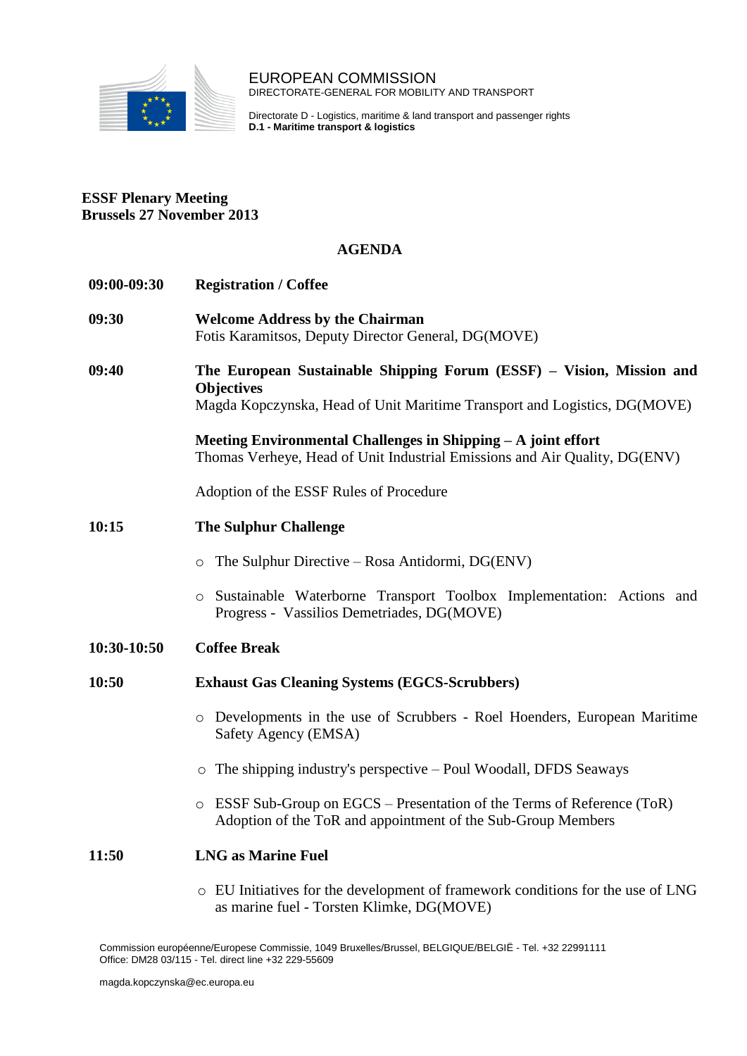EUROPEAN COMMISSION
DIRECTORATE-GENERAL FOR MOBILITY AND TRANSPORT

Directorate D - Logistics, maritime & land transport and passenger rights
**D.1 - Maritime transport & logistics**

**ESSF Plenary Meeting**
**Brussels 27 November 2013**

## AGENDA

**09:00-09:30** **Registration / Coffee**

**09:30** **Welcome Address by the Chairman**
Fotis Karamitsos, Deputy Director General, DG(MOVE)

**09:40** **The European Sustainable Shipping Forum (ESSF) – Vision, Mission and Objectives**
Magda Kopczynska, Head of Unit Maritime Transport and Logistics, DG(MOVE)

**Meeting Environmental Challenges in Shipping – A joint effort**
Thomas Verheye, Head of Unit Industrial Emissions and Air Quality, DG(ENV)

Adoption of the ESSF Rules of Procedure

**10:15** **The Sulphur Challenge**

- The Sulphur Directive – Rosa Antidormi, DG(ENV)
- Sustainable Waterborne Transport Toolbox Implementation: Actions and Progress - Vassilios Demetriades, DG(MOVE)

**10:30-10:50** **Coffee Break**

**10:50** **Exhaust Gas Cleaning Systems (EGCS-Scrubbers)**

- Developments in the use of Scrubbers - Roel Hoenders, European Maritime Safety Agency (EMSA)
- The shipping industry's perspective – Poul Woodall, DFDS Seaways
- ESSF Sub-Group on EGCS – Presentation of the Terms of Reference (ToR) Adoption of the ToR and appointment of the Sub-Group Members

**11:50** **LNG as Marine Fuel**

- EU Initiatives for the development of framework conditions for the use of LNG as marine fuel - Torsten Klimke, DG(MOVE)

Commission européenne/Europese Commissie, 1049 Bruxelles/Brussel, BELGIQUE/BELGIË - Tel. +32 22991111
Office: DM28 03/115 - Tel. direct line +32 229-55609

magda.kopczynska@ec.europa.eu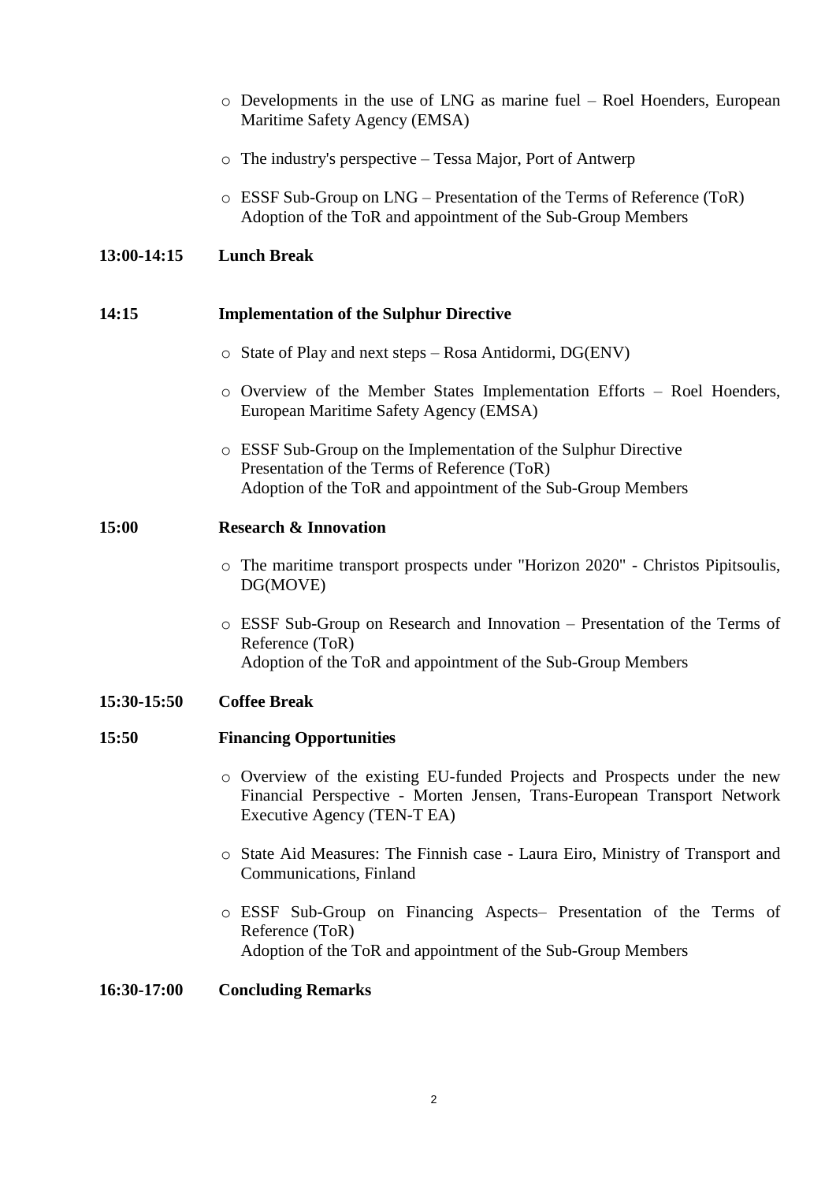- Developments in the use of LNG as marine fuel – Roel Hoenders, European Maritime Safety Agency (EMSA)
- The industry's perspective – Tessa Major, Port of Antwerp
- ESSF Sub-Group on LNG – Presentation of the Terms of Reference (ToR)
  Adoption of the ToR and appointment of the Sub-Group Members

**13:00-14:15** **Lunch Break**

**14:15** **Implementation of the Sulphur Directive**

- State of Play and next steps – Rosa Antidormi, DG(ENV)
- Overview of the Member States Implementation Efforts – Roel Hoenders, European Maritime Safety Agency (EMSA)
- ESSF Sub-Group on the Implementation of the Sulphur Directive
  Presentation of the Terms of Reference (ToR)
  Adoption of the ToR and appointment of the Sub-Group Members

**15:00** **Research & Innovation**

- The maritime transport prospects under "Horizon 2020" - Christos Pipitsoulis, DG(MOVE)
- ESSF Sub-Group on Research and Innovation – Presentation of the Terms of Reference (ToR)
  Adoption of the ToR and appointment of the Sub-Group Members

**15:30-15:50** **Coffee Break**

**15:50** **Financing Opportunities**

- Overview of the existing EU-funded Projects and Prospects under the new Financial Perspective - Morten Jensen, Trans-European Transport Network Executive Agency (TEN-T EA)
- State Aid Measures: The Finnish case - Laura Eiro, Ministry of Transport and Communications, Finland
- ESSF Sub-Group on Financing Aspects– Presentation of the Terms of Reference (ToR)
  Adoption of the ToR and appointment of the Sub-Group Members

**16:30-17:00** **Concluding Remarks**